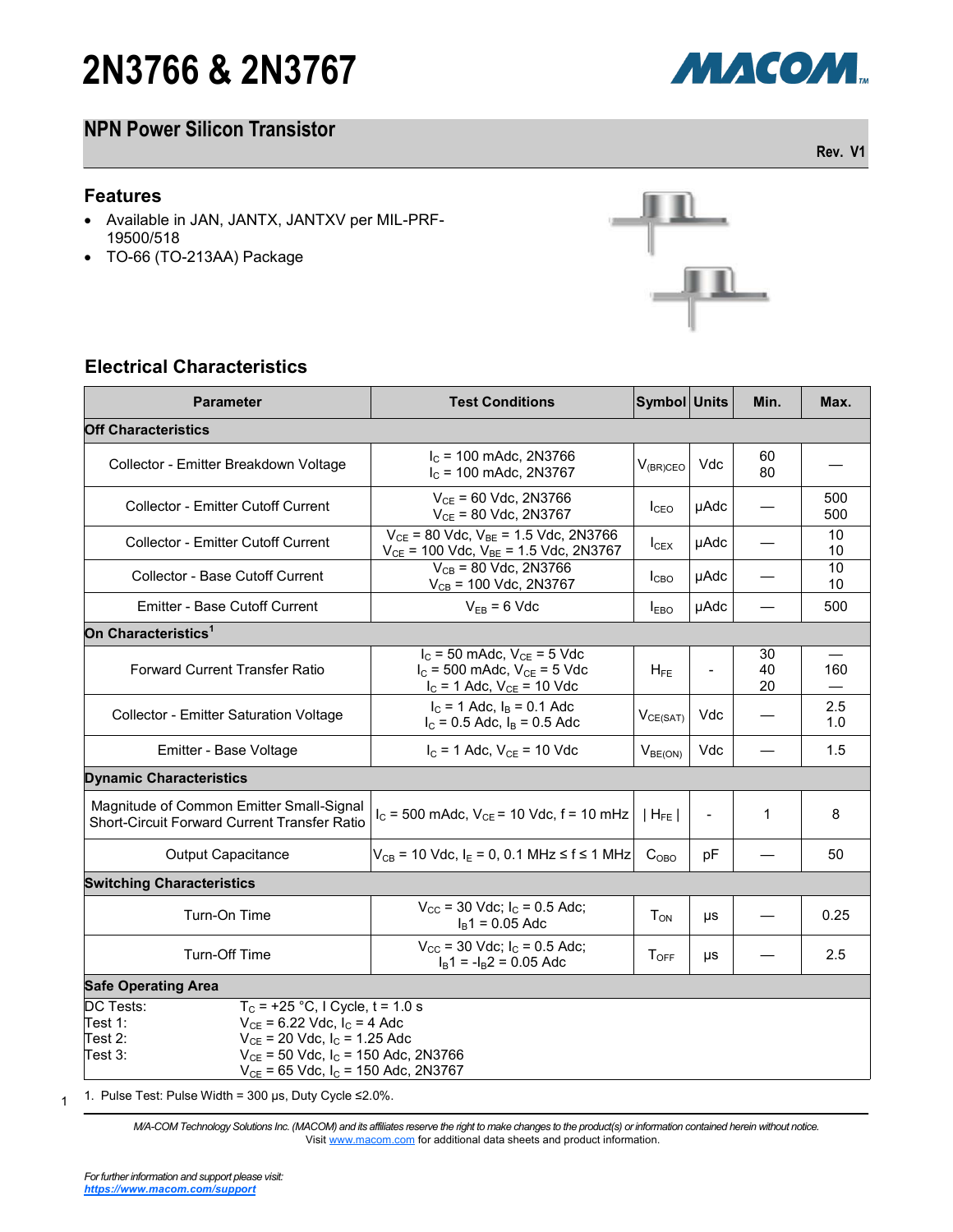# 2N3766 & 2N3767

## NPN Power Silicon Transistor

Rev. V1

### Features

- Available in JAN, JANTX, JANTXV per MIL-PRF-19500/518
- TO-66 (TO-213AA) Package

### Electrical Characteristics

| Parameter | Test Conditions | Symbol | Units | Min. | Max. |
|---|---|---|---|---|---|
| **Off Characteristics** | | | | | |
| Collector - Emitter Breakdown Voltage | $I_C$ = 100 mAdc, 2N3766<br>$I_C$ = 100 mAdc, 2N3767 | $V_{(BR)CEO}$ | Vdc | 60<br>80 | — |
| Collector - Emitter Cutoff Current | $V_{CE}$ = 60 Vdc, 2N3766<br>$V_{CE}$ = 80 Vdc, 2N3767 | $I_{CEO}$ | μAdc | — | 500<br>500 |
| Collector - Emitter Cutoff Current | $V_{CE}$ = 80 Vdc, $V_{BE}$ = 1.5 Vdc, 2N3766<br>$V_{CE}$ = 100 Vdc, $V_{BE}$ = 1.5 Vdc, 2N3767 | $I_{CEX}$ | μAdc | — | 10<br>10 |
| Collector - Base Cutoff Current | $V_{CB}$ = 80 Vdc, 2N3766<br>$V_{CB}$ = 100 Vdc, 2N3767 | $I_{CBO}$ | μAdc | — | 10<br>10 |
| Emitter - Base Cutoff Current | $V_{EB}$ = 6 Vdc | $I_{EBO}$ | μAdc | — | 500 |
| **On Characteristics**[1] | | | | | |
| Forward Current Transfer Ratio | $I_C$ = 50 mAdc, $V_{CE}$ = 5 Vdc<br>$I_C$ = 500 mAdc, $V_{CE}$ = 5 Vdc<br>$I_C$ = 1 Adc, $V_{CE}$ = 10 Vdc | $H_{FE}$ | - | 30<br>40<br>20 | —<br>160<br>— |
| Collector - Emitter Saturation Voltage | $I_C$ = 1 Adc, $I_B$ = 0.1 Adc<br>$I_C$ = 0.5 Adc, $I_B$ = 0.5 Adc | $V_{CE(SAT)}$ | Vdc | — | 2.5<br>1.0 |
| Emitter - Base Voltage | $I_C$ = 1 Adc, $V_{CE}$ = 10 Vdc | $V_{BE(ON)}$ | Vdc | — | 1.5 |
| **Dynamic Characteristics** | | | | | |
| Magnitude of Common Emitter Small-Signal Short-Circuit Forward Current Transfer Ratio | $I_C$ = 500 mAdc, $V_{CE}$ = 10 Vdc, f = 10 mHz | $\lvert H_{FE} \rvert$ | - | 1 | 8 |
| Output Capacitance | $V_{CB}$ = 10 Vdc, $I_E$ = 0, 0.1 MHz ≤ f ≤ 1 MHz | $C_{OBO}$ | pF | — | 50 |
| **Switching Characteristics** | | | | | |
| Turn-On Time | $V_{CC}$ = 30 Vdc; $I_C$ = 0.5 Adc;<br>$I_B1$ = 0.05 Adc | $T_{ON}$ | μs | — | 0.25 |
| Turn-Off Time | $V_{CC}$ = 30 Vdc; $I_C$ = 0.5 Adc;<br>$I_B1$ = $-I_B2$ = 0.05 Adc | $T_{OFF}$ | μs | — | 2.5 |

**Safe Operating Area**

| | |
|---|---|
| DC Tests: | $T_C$ = +25 °C, I Cycle, t = 1.0 s |
| Test 1: | $V_{CE}$ = 6.22 Vdc, $I_C$ = 4 Adc |
| Test 2: | $V_{CE}$ = 20 Vdc, $I_C$ = 1.25 Adc |
| Test 3: | $V_{CE}$ = 50 Vdc, $I_C$ = 150 Adc, 2N3766<br>$V_{CE}$ = 65 Vdc, $I_C$ = 150 Adc, 2N3767 |

1. Pulse Test: Pulse Width = 300 μs, Duty Cycle ≤2.0%.

*M/A-COM Technology Solutions Inc. (MACOM) and its affiliates reserve the right to make changes to the product(s) or information contained herein without notice.*
Visit www.macom.com for additional data sheets and product information.

*For further information and support please visit:*
***https://www.macom.com/support***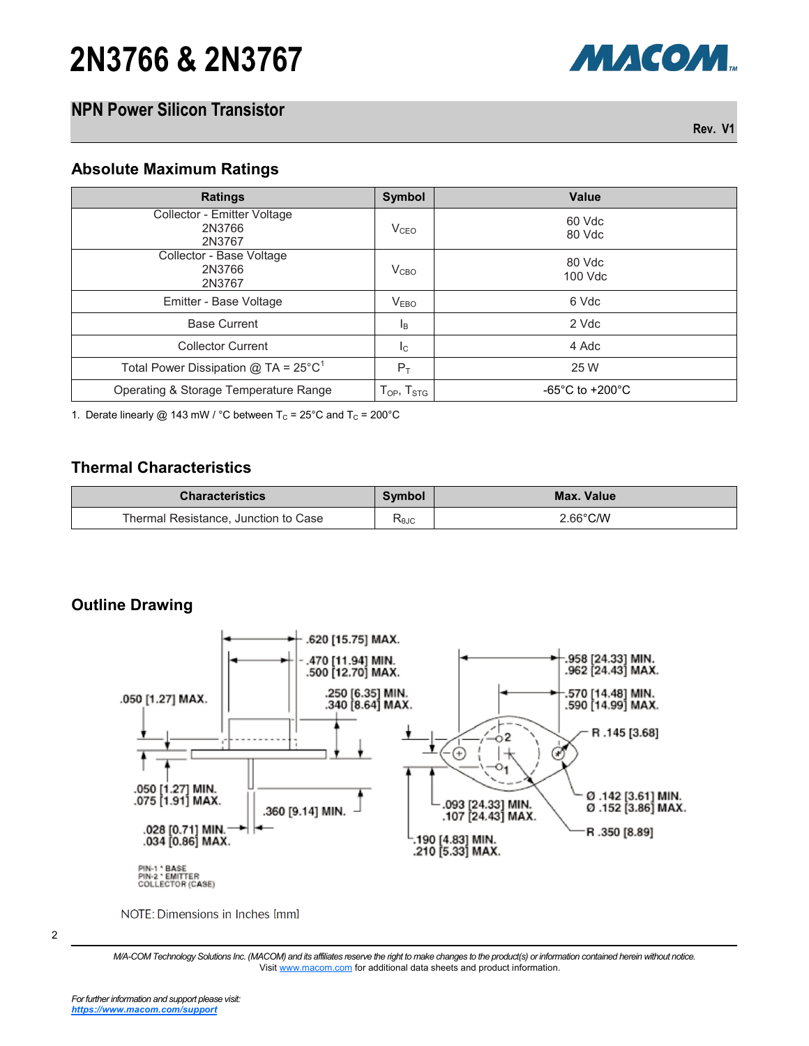# 2N3766 & 2N3767

## NPN Power Silicon Transistor

Rev. V1

### Absolute Maximum Ratings

| Ratings | Symbol | Value |
|---|---|---|
| Collector - Emitter Voltage<br>2N3766<br>2N3767 | $V_{CEO}$ | 60 Vdc<br>80 Vdc |
| Collector - Base Voltage<br>2N3766<br>2N3767 | $V_{CBO}$ | 80 Vdc<br>100 Vdc |
| Emitter - Base Voltage | $V_{EBO}$ | 6 Vdc |
| Base Current | $I_B$ | 2 Vdc |
| Collector Current | $I_C$ | 4 Adc |
| Total Power Dissipation @ TA = 25°C[1] | $P_T$ | 25 W |
| Operating & Storage Temperature Range | $T_{OP}$, $T_{STG}$ | -65°C to +200°C |

1. Derate linearly @ 143 mW / °C between $T_C$ = 25°C and $T_C$ = 200°C

### Thermal Characteristics

| Characteristics | Symbol | Max. Value |
|---|---|---|
| Thermal Resistance, Junction to Case | $R_{\theta JC}$ | 2.66°C/W |

### Outline Drawing

.620 [15.75] MAX.
.470 [11.94] MIN.
.500 [12.70] MAX.
.050 [1.27] MAX.
.250 [6.35] MIN.
.340 [8.64] MAX.
.050 [1.27] MIN.
.075 [1.91] MAX.
.360 [9.14] MIN.
.028 [0.71] MIN.
.034 [0.86] MAX.
.958 [24.33] MIN.
.962 [24.43] MAX.
.570 [14.48] MIN.
.590 [14.99] MAX.
R .145 [3.68]
Ø .142 [3.61] MIN.
Ø .152 [3.86] MAX.
.093 [24.33] MIN.
.107 [24.43] MAX.
R .350 [8.89]
.190 [4.83] MIN.
.210 [5.33] MAX.

PIN-1 : BASE
PIN-2 : EMITTER
COLLECTOR (CASE)

NOTE: Dimensions in Inches [mm]

*M/A-COM Technology Solutions Inc. (MACOM) and its affiliates reserve the right to make changes to the product(s) or information contained herein without notice.*
Visit www.macom.com for additional data sheets and product information.

*For further information and support please visit:*
***https://www.macom.com/support***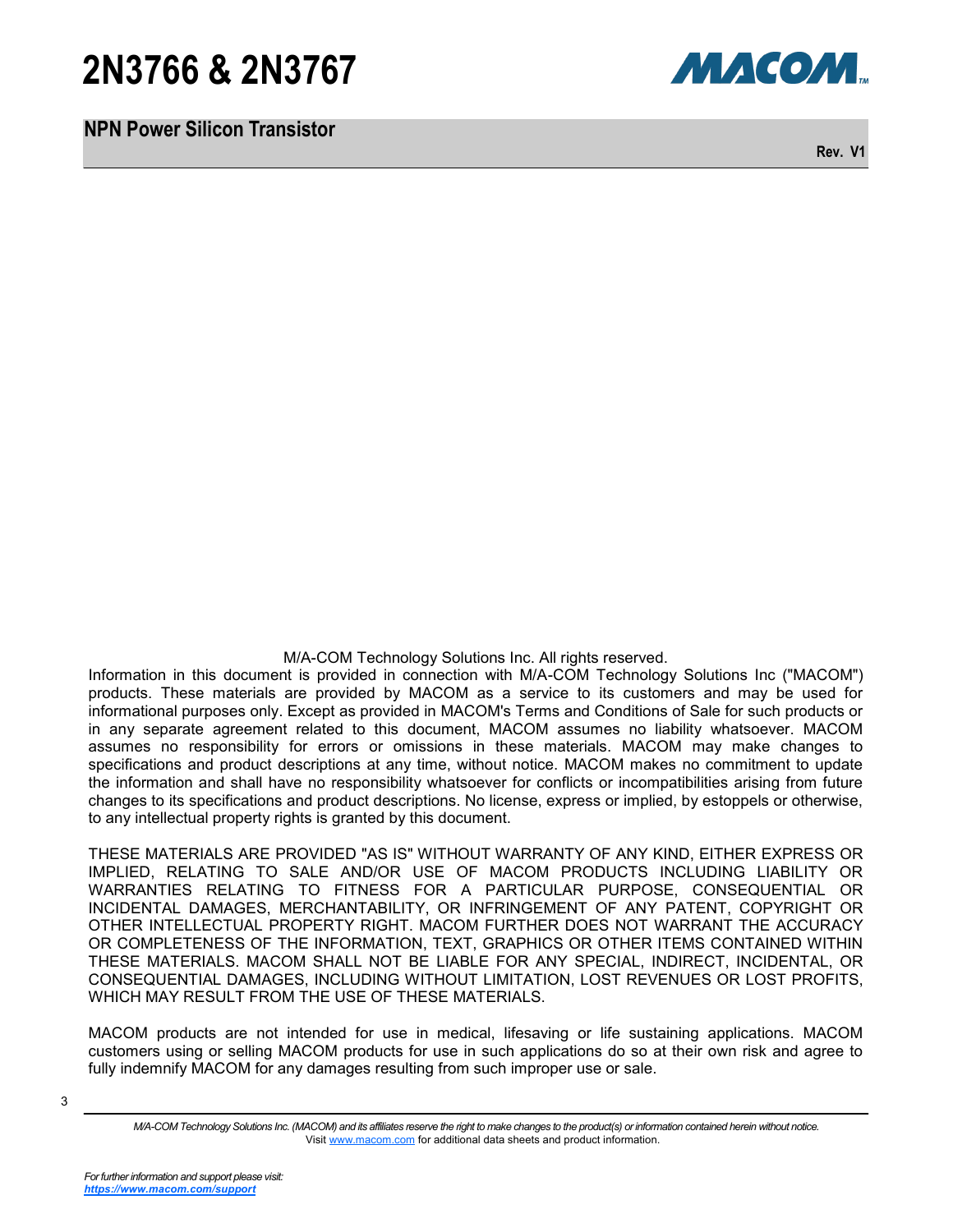M/A-COM Technology Solutions Inc. All rights reserved.

Information in this document is provided in connection with M/A-COM Technology Solutions Inc ("MACOM") products. These materials are provided by MACOM as a service to its customers and may be used for informational purposes only. Except as provided in MACOM's Terms and Conditions of Sale for such products or in any separate agreement related to this document, MACOM assumes no liability whatsoever. MACOM assumes no responsibility for errors or omissions in these materials. MACOM may make changes to specifications and product descriptions at any time, without notice. MACOM makes no commitment to update the information and shall have no responsibility whatsoever for conflicts or incompatibilities arising from future changes to its specifications and product descriptions. No license, express or implied, by estoppels or otherwise, to any intellectual property rights is granted by this document.

THESE MATERIALS ARE PROVIDED "AS IS" WITHOUT WARRANTY OF ANY KIND, EITHER EXPRESS OR IMPLIED, RELATING TO SALE AND/OR USE OF MACOM PRODUCTS INCLUDING LIABILITY OR WARRANTIES RELATING TO FITNESS FOR A PARTICULAR PURPOSE, CONSEQUENTIAL OR INCIDENTAL DAMAGES, MERCHANTABILITY, OR INFRINGEMENT OF ANY PATENT, COPYRIGHT OR OTHER INTELLECTUAL PROPERTY RIGHT. MACOM FURTHER DOES NOT WARRANT THE ACCURACY OR COMPLETENESS OF THE INFORMATION, TEXT, GRAPHICS OR OTHER ITEMS CONTAINED WITHIN THESE MATERIALS. MACOM SHALL NOT BE LIABLE FOR ANY SPECIAL, INDIRECT, INCIDENTAL, OR CONSEQUENTIAL DAMAGES, INCLUDING WITHOUT LIMITATION, LOST REVENUES OR LOST PROFITS, WHICH MAY RESULT FROM THE USE OF THESE MATERIALS.

MACOM products are not intended for use in medical, lifesaving or life sustaining applications. MACOM customers using or selling MACOM products for use in such applications do so at their own risk and agree to fully indemnify MACOM for any damages resulting from such improper use or sale.